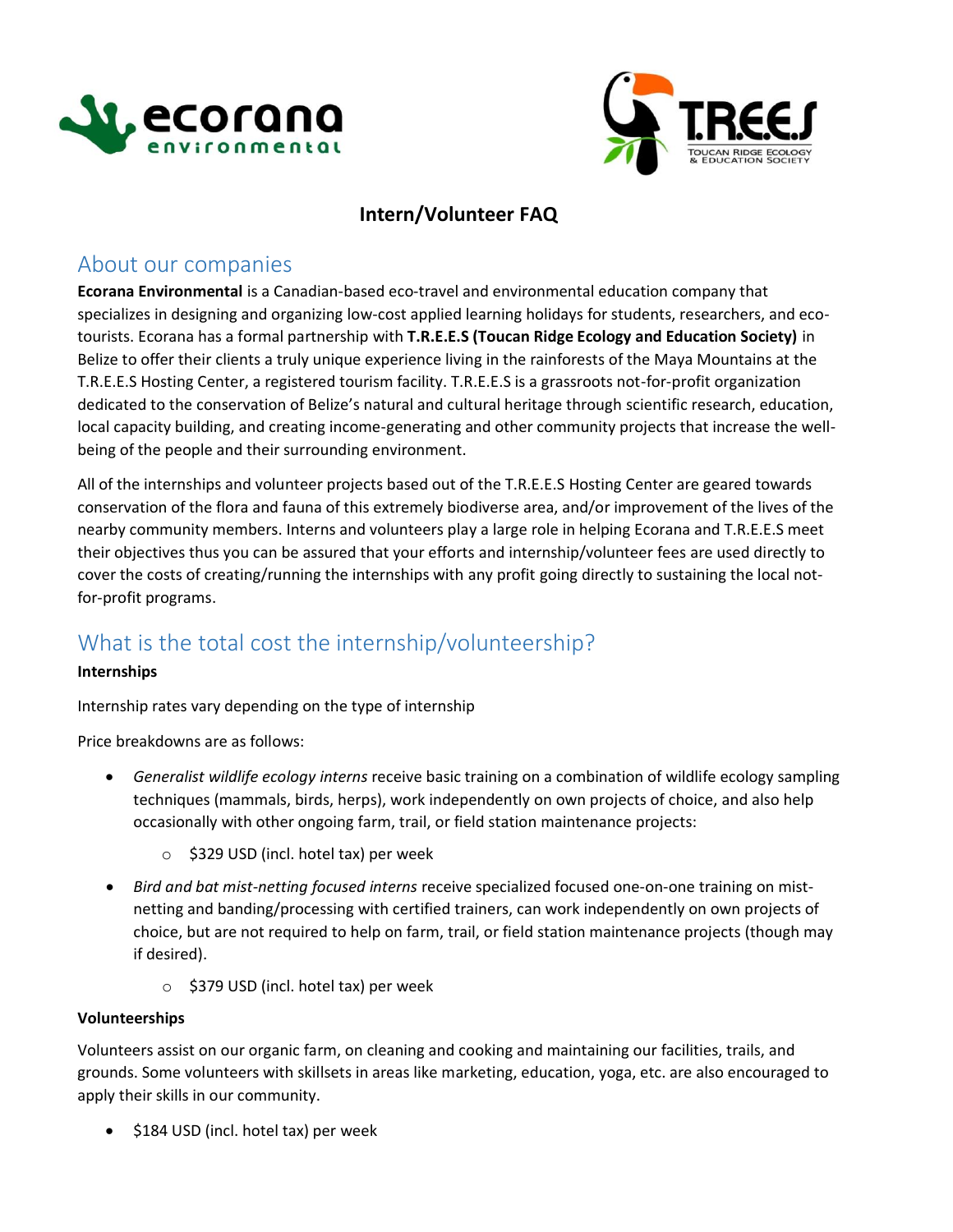# Intern/Volunteer FAQ

## About our companies

**Ecorana Environmental** is a Canadian-based eco-travel and environmental education company that specializes in designing and organizing low-cost applied learning holidays for students, researchers, and eco-tourists. Ecorana has a formal partnership with **T.R.E.E.S (Toucan Ridge Ecology and Education Society)** in Belize to offer their clients a truly unique experience living in the rainforests of the Maya Mountains at the T.R.E.E.S Hosting Center, a registered tourism facility. T.R.E.E.S is a grassroots not-for-profit organization dedicated to the conservation of Belize's natural and cultural heritage through scientific research, education, local capacity building, and creating income-generating and other community projects that increase the well-being of the people and their surrounding environment.

All of the internships and volunteer projects based out of the T.R.E.E.S Hosting Center are geared towards conservation of the flora and fauna of this extremely biodiverse area, and/or improvement of the lives of the nearby community members. Interns and volunteers play a large role in helping Ecorana and T.R.E.E.S meet their objectives thus you can be assured that your efforts and internship/volunteer fees are used directly to cover the costs of creating/running the internships with any profit going directly to sustaining the local not-for-profit programs.

## What is the total cost the internship/volunteership?

**Internships**

Internship rates vary depending on the type of internship

Price breakdowns are as follows:

- *Generalist wildlife ecology interns* receive basic training on a combination of wildlife ecology sampling techniques (mammals, birds, herps), work independently on own projects of choice, and also help occasionally with other ongoing farm, trail, or field station maintenance projects:
  - $329 USD (incl. hotel tax) per week
- *Bird and bat mist-netting focused interns* receive specialized focused one-on-one training on mist-netting and banding/processing with certified trainers, can work independently on own projects of choice, but are not required to help on farm, trail, or field station maintenance projects (though may if desired).
  - $379 USD (incl. hotel tax) per week

**Volunteerships**

Volunteers assist on our organic farm, on cleaning and cooking and maintaining our facilities, trails, and grounds. Some volunteers with skillsets in areas like marketing, education, yoga, etc. are also encouraged to apply their skills in our community.

- $184 USD (incl. hotel tax) per week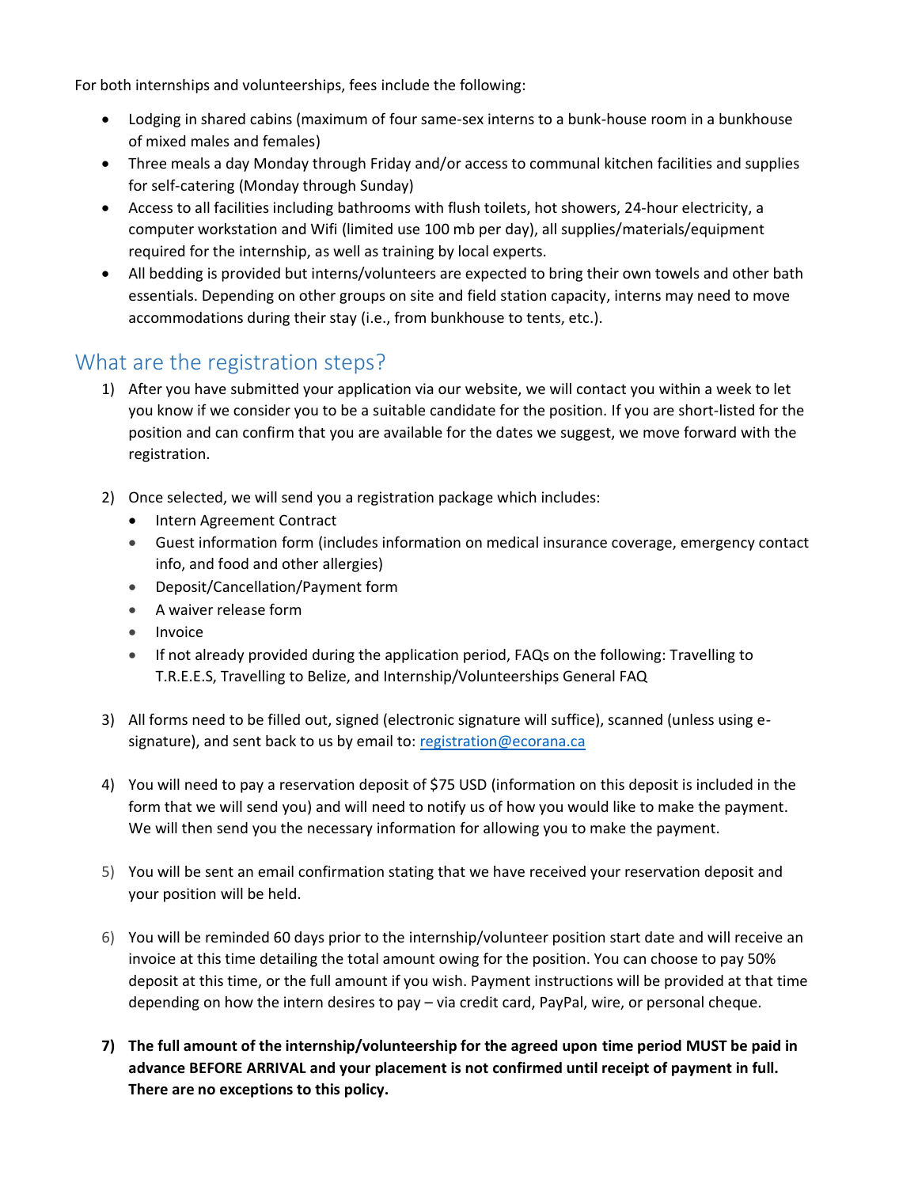For both internships and volunteerships, fees include the following:

- Lodging in shared cabins (maximum of four same-sex interns to a bunk-house room in a bunkhouse of mixed males and females)
- Three meals a day Monday through Friday and/or access to communal kitchen facilities and supplies for self-catering (Monday through Sunday)
- Access to all facilities including bathrooms with flush toilets, hot showers, 24-hour electricity, a computer workstation and Wifi (limited use 100 mb per day), all supplies/materials/equipment required for the internship, as well as training by local experts.
- All bedding is provided but interns/volunteers are expected to bring their own towels and other bath essentials. Depending on other groups on site and field station capacity, interns may need to move accommodations during their stay (i.e., from bunkhouse to tents, etc.).

## What are the registration steps?

1) After you have submitted your application via our website, we will contact you within a week to let you know if we consider you to be a suitable candidate for the position. If you are short-listed for the position and can confirm that you are available for the dates we suggest, we move forward with the registration.

2) Once selected, we will send you a registration package which includes:
   - Intern Agreement Contract
   - Guest information form (includes information on medical insurance coverage, emergency contact info, and food and other allergies)
   - Deposit/Cancellation/Payment form
   - A waiver release form
   - Invoice
   - If not already provided during the application period, FAQs on the following: Travelling to T.R.E.E.S, Travelling to Belize, and Internship/Volunteerships General FAQ

3) All forms need to be filled out, signed (electronic signature will suffice), scanned (unless using e-signature), and sent back to us by email to: [registration@ecorana.ca](mailto:registration@ecorana.ca)

4) You will need to pay a reservation deposit of $75 USD (information on this deposit is included in the form that we will send you) and will need to notify us of how you would like to make the payment. We will then send you the necessary information for allowing you to make the payment.

5) You will be sent an email confirmation stating that we have received your reservation deposit and your position will be held.

6) You will be reminded 60 days prior to the internship/volunteer position start date and will receive an invoice at this time detailing the total amount owing for the position. You can choose to pay 50% deposit at this time, or the full amount if you wish. Payment instructions will be provided at that time depending on how the intern desires to pay – via credit card, PayPal, wire, or personal cheque.

7) **The full amount of the internship/volunteership for the agreed upon time period MUST be paid in advance BEFORE ARRIVAL and your placement is not confirmed until receipt of payment in full. There are no exceptions to this policy.**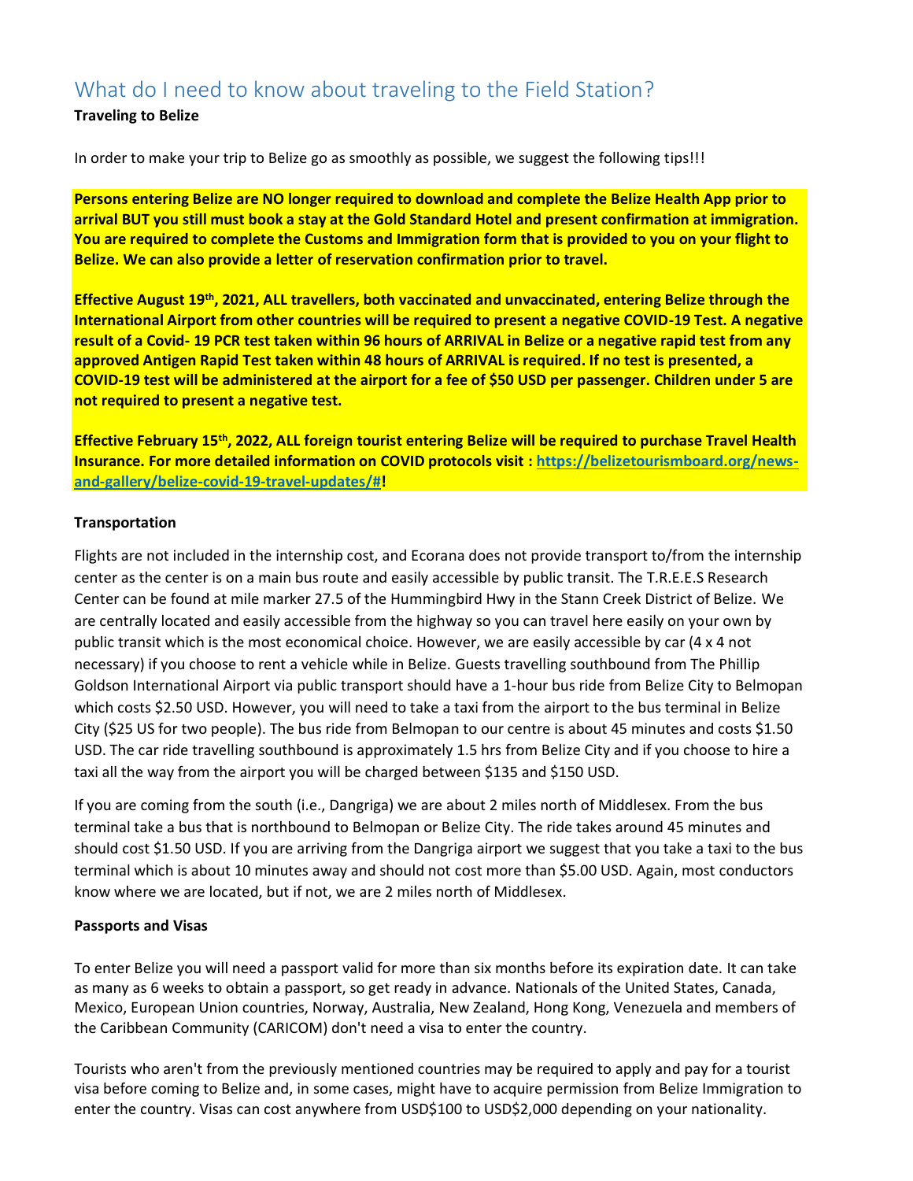## What do I need to know about traveling to the Field Station?

**Traveling to Belize**

In order to make your trip to Belize go as smoothly as possible, we suggest the following tips!!!

**Persons entering Belize are NO longer required to download and complete the Belize Health App prior to arrival BUT you still must book a stay at the Gold Standard Hotel and present confirmation at immigration. You are required to complete the Customs and Immigration form that is provided to you on your flight to Belize. We can also provide a letter of reservation confirmation prior to travel.**

**Effective August 19th, 2021, ALL travellers, both vaccinated and unvaccinated, entering Belize through the International Airport from other countries will be required to present a negative COVID-19 Test. A negative result of a Covid- 19 PCR test taken within 96 hours of ARRIVAL in Belize or a negative rapid test from any approved Antigen Rapid Test taken within 48 hours of ARRIVAL is required. If no test is presented, a COVID-19 test will be administered at the airport for a fee of $50 USD per passenger. Children under 5 are not required to present a negative test.**

**Effective February 15th, 2022, ALL foreign tourist entering Belize will be required to purchase Travel Health Insurance. For more detailed information on COVID protocols visit : [https://belizetourismboard.org/news-and-gallery/belize-covid-19-travel-updates/#](https://belizetourismboard.org/news-and-gallery/belize-covid-19-travel-updates/#)!**

**Transportation**

Flights are not included in the internship cost, and Ecorana does not provide transport to/from the internship center as the center is on a main bus route and easily accessible by public transit. The T.R.E.E.S Research Center can be found at mile marker 27.5 of the Hummingbird Hwy in the Stann Creek District of Belize. We are centrally located and easily accessible from the highway so you can travel here easily on your own by public transit which is the most economical choice. However, we are easily accessible by car (4 x 4 not necessary) if you choose to rent a vehicle while in Belize. Guests travelling southbound from The Phillip Goldson International Airport via public transport should have a 1-hour bus ride from Belize City to Belmopan which costs $2.50 USD. However, you will need to take a taxi from the airport to the bus terminal in Belize City ($25 US for two people). The bus ride from Belmopan to our centre is about 45 minutes and costs $1.50 USD. The car ride travelling southbound is approximately 1.5 hrs from Belize City and if you choose to hire a taxi all the way from the airport you will be charged between $135 and $150 USD.

If you are coming from the south (i.e., Dangriga) we are about 2 miles north of Middlesex. From the bus terminal take a bus that is northbound to Belmopan or Belize City. The ride takes around 45 minutes and should cost $1.50 USD. If you are arriving from the Dangriga airport we suggest that you take a taxi to the bus terminal which is about 10 minutes away and should not cost more than $5.00 USD. Again, most conductors know where we are located, but if not, we are 2 miles north of Middlesex.

**Passports and Visas**

To enter Belize you will need a passport valid for more than six months before its expiration date. It can take as many as 6 weeks to obtain a passport, so get ready in advance. Nationals of the United States, Canada, Mexico, European Union countries, Norway, Australia, New Zealand, Hong Kong, Venezuela and members of the Caribbean Community (CARICOM) don't need a visa to enter the country.

Tourists who aren't from the previously mentioned countries may be required to apply and pay for a tourist visa before coming to Belize and, in some cases, might have to acquire permission from Belize Immigration to enter the country. Visas can cost anywhere from USD$100 to USD$2,000 depending on your nationality.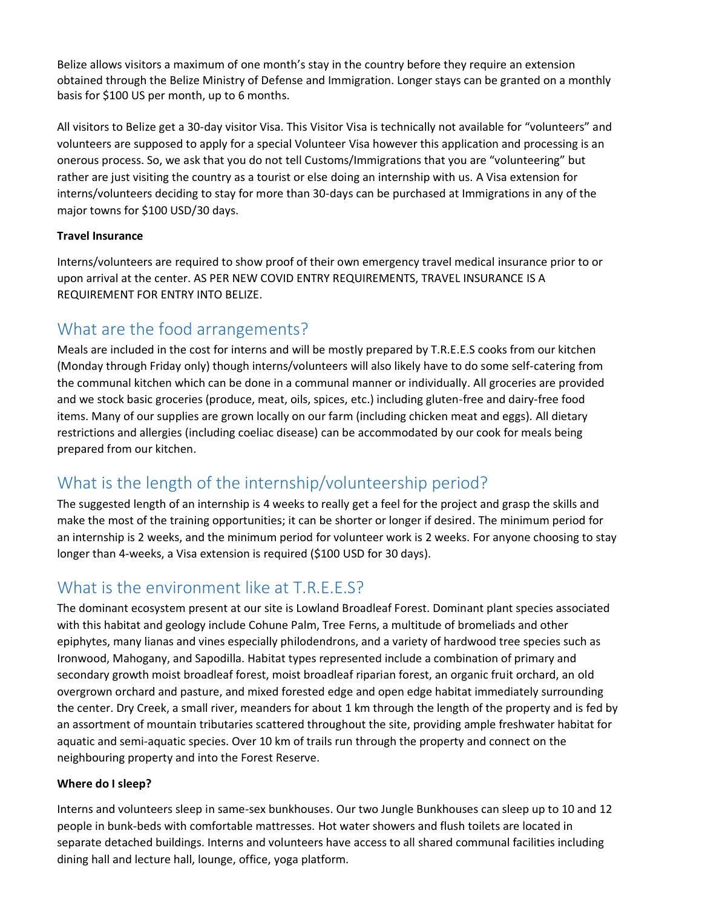Belize allows visitors a maximum of one month's stay in the country before they require an extension obtained through the Belize Ministry of Defense and Immigration. Longer stays can be granted on a monthly basis for $100 US per month, up to 6 months.

All visitors to Belize get a 30-day visitor Visa. This Visitor Visa is technically not available for "volunteers" and volunteers are supposed to apply for a special Volunteer Visa however this application and processing is an onerous process. So, we ask that you do not tell Customs/Immigrations that you are "volunteering" but rather are just visiting the country as a tourist or else doing an internship with us. A Visa extension for interns/volunteers deciding to stay for more than 30-days can be purchased at Immigrations in any of the major towns for $100 USD/30 days.

**Travel Insurance**

Interns/volunteers are required to show proof of their own emergency travel medical insurance prior to or upon arrival at the center. AS PER NEW COVID ENTRY REQUIREMENTS, TRAVEL INSURANCE IS A REQUIREMENT FOR ENTRY INTO BELIZE.

## What are the food arrangements?

Meals are included in the cost for interns and will be mostly prepared by T.R.E.E.S cooks from our kitchen (Monday through Friday only) though interns/volunteers will also likely have to do some self-catering from the communal kitchen which can be done in a communal manner or individually. All groceries are provided and we stock basic groceries (produce, meat, oils, spices, etc.) including gluten-free and dairy-free food items. Many of our supplies are grown locally on our farm (including chicken meat and eggs). All dietary restrictions and allergies (including coeliac disease) can be accommodated by our cook for meals being prepared from our kitchen.

## What is the length of the internship/volunteership period?

The suggested length of an internship is 4 weeks to really get a feel for the project and grasp the skills and make the most of the training opportunities; it can be shorter or longer if desired. The minimum period for an internship is 2 weeks, and the minimum period for volunteer work is 2 weeks. For anyone choosing to stay longer than 4-weeks, a Visa extension is required ($100 USD for 30 days).

## What is the environment like at T.R.E.E.S?

The dominant ecosystem present at our site is Lowland Broadleaf Forest. Dominant plant species associated with this habitat and geology include Cohune Palm, Tree Ferns, a multitude of bromeliads and other epiphytes, many lianas and vines especially philodendrons, and a variety of hardwood tree species such as Ironwood, Mahogany, and Sapodilla. Habitat types represented include a combination of primary and secondary growth moist broadleaf forest, moist broadleaf riparian forest, an organic fruit orchard, an old overgrown orchard and pasture, and mixed forested edge and open edge habitat immediately surrounding the center. Dry Creek, a small river, meanders for about 1 km through the length of the property and is fed by an assortment of mountain tributaries scattered throughout the site, providing ample freshwater habitat for aquatic and semi-aquatic species. Over 10 km of trails run through the property and connect on the neighbouring property and into the Forest Reserve.

**Where do I sleep?**

Interns and volunteers sleep in same-sex bunkhouses. Our two Jungle Bunkhouses can sleep up to 10 and 12 people in bunk-beds with comfortable mattresses. Hot water showers and flush toilets are located in separate detached buildings. Interns and volunteers have access to all shared communal facilities including dining hall and lecture hall, lounge, office, yoga platform.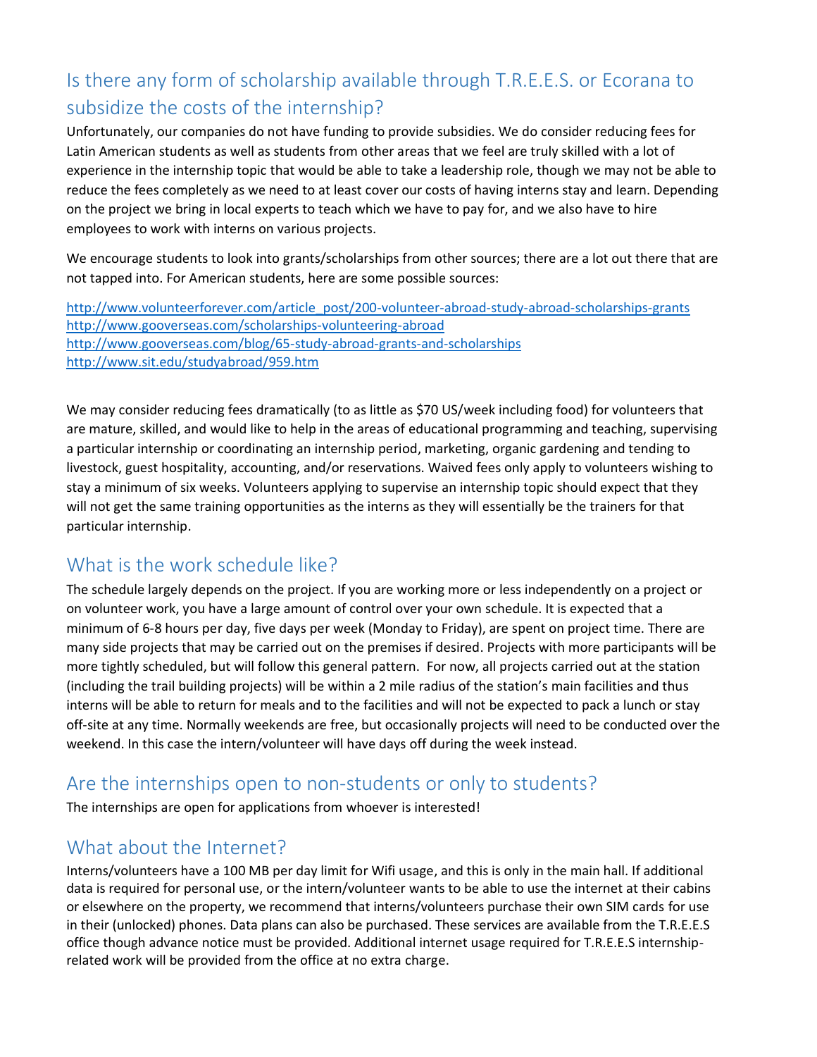## Is there any form of scholarship available through T.R.E.E.S. or Ecorana to subsidize the costs of the internship?

Unfortunately, our companies do not have funding to provide subsidies. We do consider reducing fees for Latin American students as well as students from other areas that we feel are truly skilled with a lot of experience in the internship topic that would be able to take a leadership role, though we may not be able to reduce the fees completely as we need to at least cover our costs of having interns stay and learn. Depending on the project we bring in local experts to teach which we have to pay for, and we also have to hire employees to work with interns on various projects.

We encourage students to look into grants/scholarships from other sources; there are a lot out there that are not tapped into. For American students, here are some possible sources:

http://www.volunteerforever.com/article_post/200-volunteer-abroad-study-abroad-scholarships-grants
http://www.gooverseas.com/scholarships-volunteering-abroad
http://www.gooverseas.com/blog/65-study-abroad-grants-and-scholarships
http://www.sit.edu/studyabroad/959.htm

We may consider reducing fees dramatically (to as little as $70 US/week including food) for volunteers that are mature, skilled, and would like to help in the areas of educational programming and teaching, supervising a particular internship or coordinating an internship period, marketing, organic gardening and tending to livestock, guest hospitality, accounting, and/or reservations. Waived fees only apply to volunteers wishing to stay a minimum of six weeks. Volunteers applying to supervise an internship topic should expect that they will not get the same training opportunities as the interns as they will essentially be the trainers for that particular internship.

## What is the work schedule like?

The schedule largely depends on the project. If you are working more or less independently on a project or on volunteer work, you have a large amount of control over your own schedule. It is expected that a minimum of 6-8 hours per day, five days per week (Monday to Friday), are spent on project time. There are many side projects that may be carried out on the premises if desired. Projects with more participants will be more tightly scheduled, but will follow this general pattern. For now, all projects carried out at the station (including the trail building projects) will be within a 2 mile radius of the station's main facilities and thus interns will be able to return for meals and to the facilities and will not be expected to pack a lunch or stay off-site at any time. Normally weekends are free, but occasionally projects will need to be conducted over the weekend. In this case the intern/volunteer will have days off during the week instead.

## Are the internships open to non-students or only to students?

The internships are open for applications from whoever is interested!

## What about the Internet?

Interns/volunteers have a 100 MB per day limit for Wifi usage, and this is only in the main hall. If additional data is required for personal use, or the intern/volunteer wants to be able to use the internet at their cabins or elsewhere on the property, we recommend that interns/volunteers purchase their own SIM cards for use in their (unlocked) phones. Data plans can also be purchased. These services are available from the T.R.E.E.S office though advance notice must be provided. Additional internet usage required for T.R.E.E.S internship-related work will be provided from the office at no extra charge.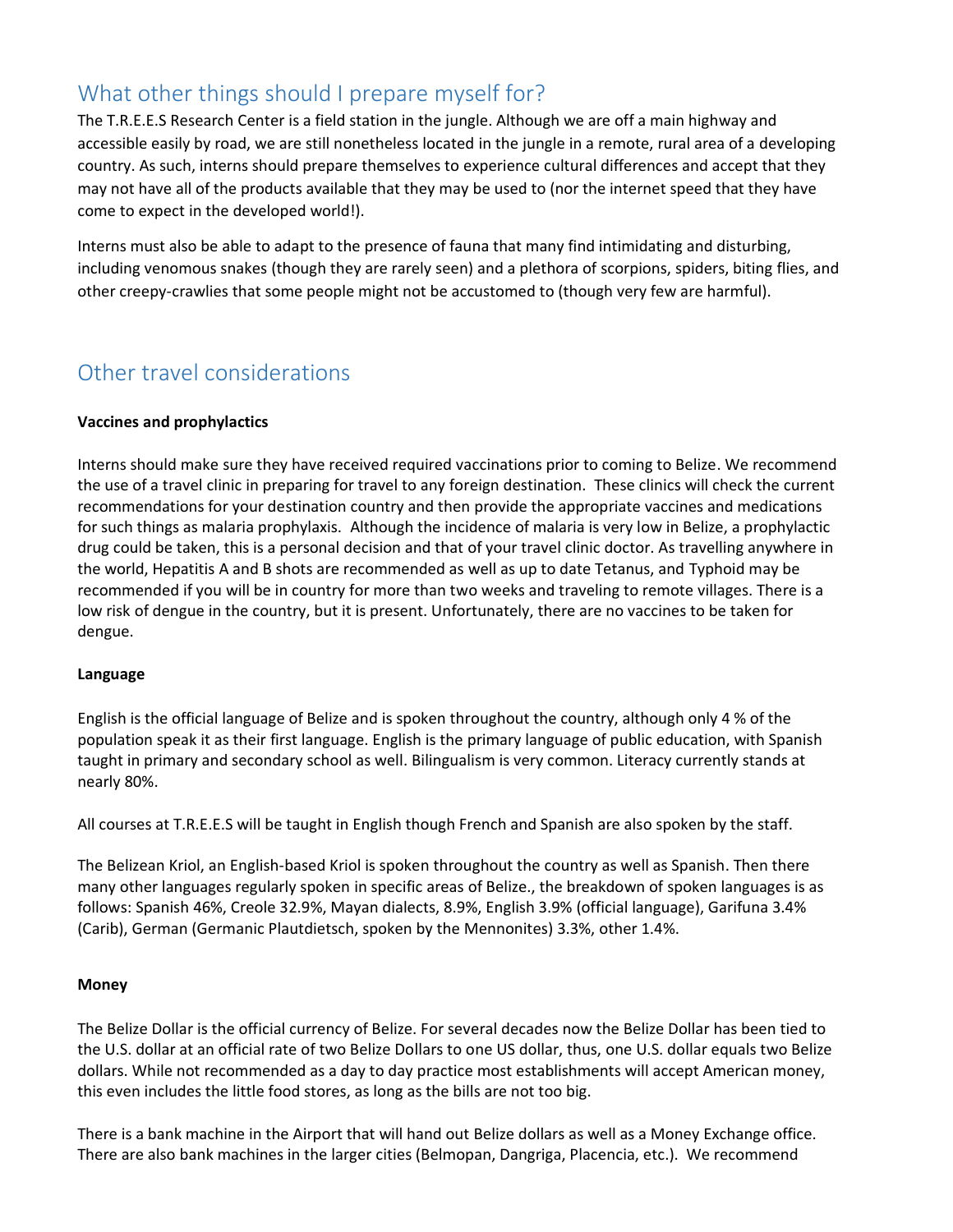## What other things should I prepare myself for?

The T.R.E.E.S Research Center is a field station in the jungle. Although we are off a main highway and accessible easily by road, we are still nonetheless located in the jungle in a remote, rural area of a developing country. As such, interns should prepare themselves to experience cultural differences and accept that they may not have all of the products available that they may be used to (nor the internet speed that they have come to expect in the developed world!).

Interns must also be able to adapt to the presence of fauna that many find intimidating and disturbing, including venomous snakes (though they are rarely seen) and a plethora of scorpions, spiders, biting flies, and other creepy-crawlies that some people might not be accustomed to (though very few are harmful).

## Other travel considerations

**Vaccines and prophylactics**

Interns should make sure they have received required vaccinations prior to coming to Belize. We recommend the use of a travel clinic in preparing for travel to any foreign destination. These clinics will check the current recommendations for your destination country and then provide the appropriate vaccines and medications for such things as malaria prophylaxis. Although the incidence of malaria is very low in Belize, a prophylactic drug could be taken, this is a personal decision and that of your travel clinic doctor. As travelling anywhere in the world, Hepatitis A and B shots are recommended as well as up to date Tetanus, and Typhoid may be recommended if you will be in country for more than two weeks and traveling to remote villages. There is a low risk of dengue in the country, but it is present. Unfortunately, there are no vaccines to be taken for dengue.

**Language**

English is the official language of Belize and is spoken throughout the country, although only 4 % of the population speak it as their first language. English is the primary language of public education, with Spanish taught in primary and secondary school as well. Bilingualism is very common. Literacy currently stands at nearly 80%.

All courses at T.R.E.E.S will be taught in English though French and Spanish are also spoken by the staff.

The Belizean Kriol, an English-based Kriol is spoken throughout the country as well as Spanish. Then there many other languages regularly spoken in specific areas of Belize., the breakdown of spoken languages is as follows: Spanish 46%, Creole 32.9%, Mayan dialects, 8.9%, English 3.9% (official language), Garifuna 3.4% (Carib), German (Germanic Plautdietsch, spoken by the Mennonites) 3.3%, other 1.4%.

**Money**

The Belize Dollar is the official currency of Belize. For several decades now the Belize Dollar has been tied to the U.S. dollar at an official rate of two Belize Dollars to one US dollar, thus, one U.S. dollar equals two Belize dollars. While not recommended as a day to day practice most establishments will accept American money, this even includes the little food stores, as long as the bills are not too big.

There is a bank machine in the Airport that will hand out Belize dollars as well as a Money Exchange office. There are also bank machines in the larger cities (Belmopan, Dangriga, Placencia, etc.). We recommend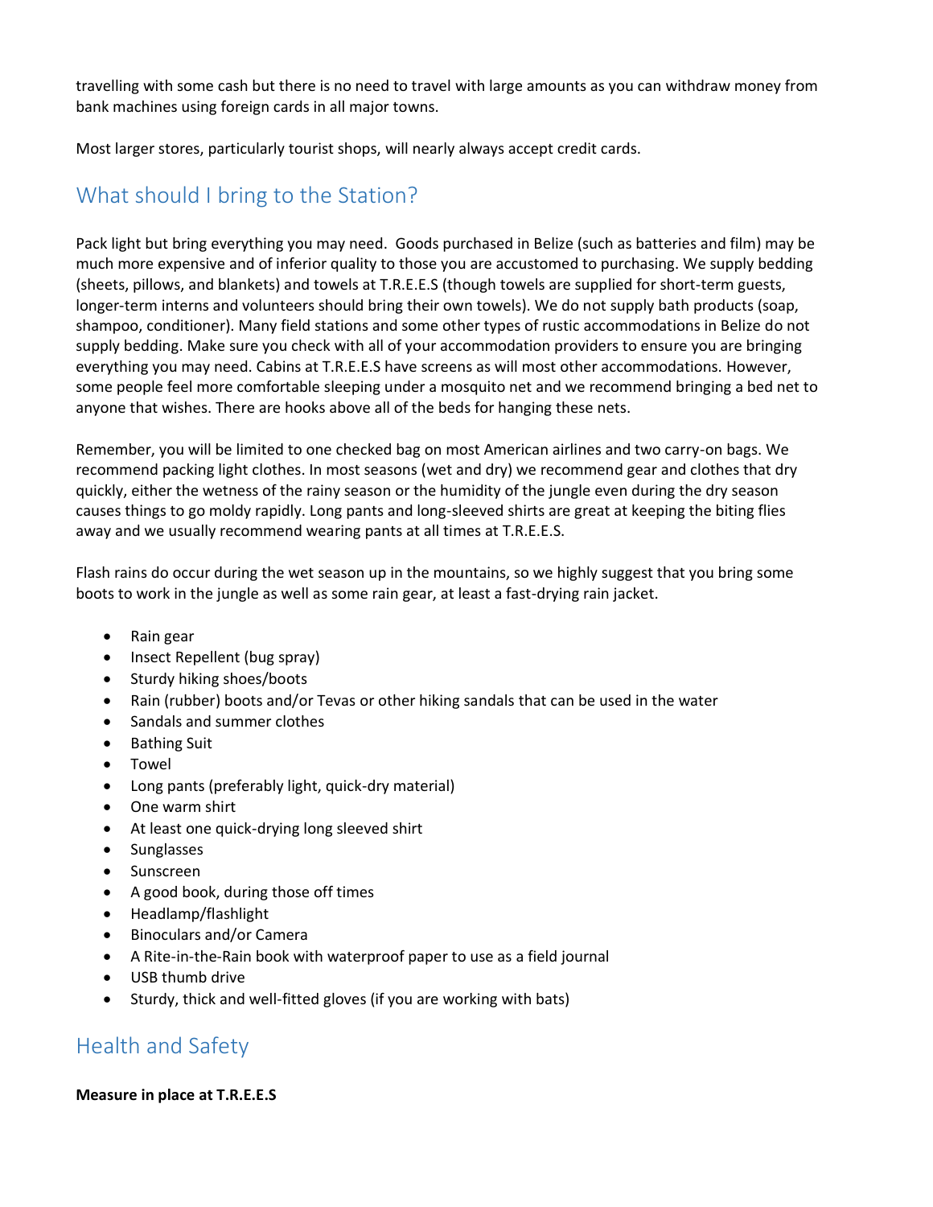travelling with some cash but there is no need to travel with large amounts as you can withdraw money from bank machines using foreign cards in all major towns.

Most larger stores, particularly tourist shops, will nearly always accept credit cards.

## What should I bring to the Station?

Pack light but bring everything you may need. Goods purchased in Belize (such as batteries and film) may be much more expensive and of inferior quality to those you are accustomed to purchasing. We supply bedding (sheets, pillows, and blankets) and towels at T.R.E.E.S (though towels are supplied for short-term guests, longer-term interns and volunteers should bring their own towels). We do not supply bath products (soap, shampoo, conditioner). Many field stations and some other types of rustic accommodations in Belize do not supply bedding. Make sure you check with all of your accommodation providers to ensure you are bringing everything you may need. Cabins at T.R.E.E.S have screens as will most other accommodations. However, some people feel more comfortable sleeping under a mosquito net and we recommend bringing a bed net to anyone that wishes. There are hooks above all of the beds for hanging these nets.

Remember, you will be limited to one checked bag on most American airlines and two carry-on bags. We recommend packing light clothes. In most seasons (wet and dry) we recommend gear and clothes that dry quickly, either the wetness of the rainy season or the humidity of the jungle even during the dry season causes things to go moldy rapidly. Long pants and long-sleeved shirts are great at keeping the biting flies away and we usually recommend wearing pants at all times at T.R.E.E.S.

Flash rains do occur during the wet season up in the mountains, so we highly suggest that you bring some boots to work in the jungle as well as some rain gear, at least a fast-drying rain jacket.

- Rain gear
- Insect Repellent (bug spray)
- Sturdy hiking shoes/boots
- Rain (rubber) boots and/or Tevas or other hiking sandals that can be used in the water
- Sandals and summer clothes
- Bathing Suit
- Towel
- Long pants (preferably light, quick-dry material)
- One warm shirt
- At least one quick-drying long sleeved shirt
- Sunglasses
- Sunscreen
- A good book, during those off times
- Headlamp/flashlight
- Binoculars and/or Camera
- A Rite-in-the-Rain book with waterproof paper to use as a field journal
- USB thumb drive
- Sturdy, thick and well-fitted gloves (if you are working with bats)

## Health and Safety

**Measure in place at T.R.E.E.S**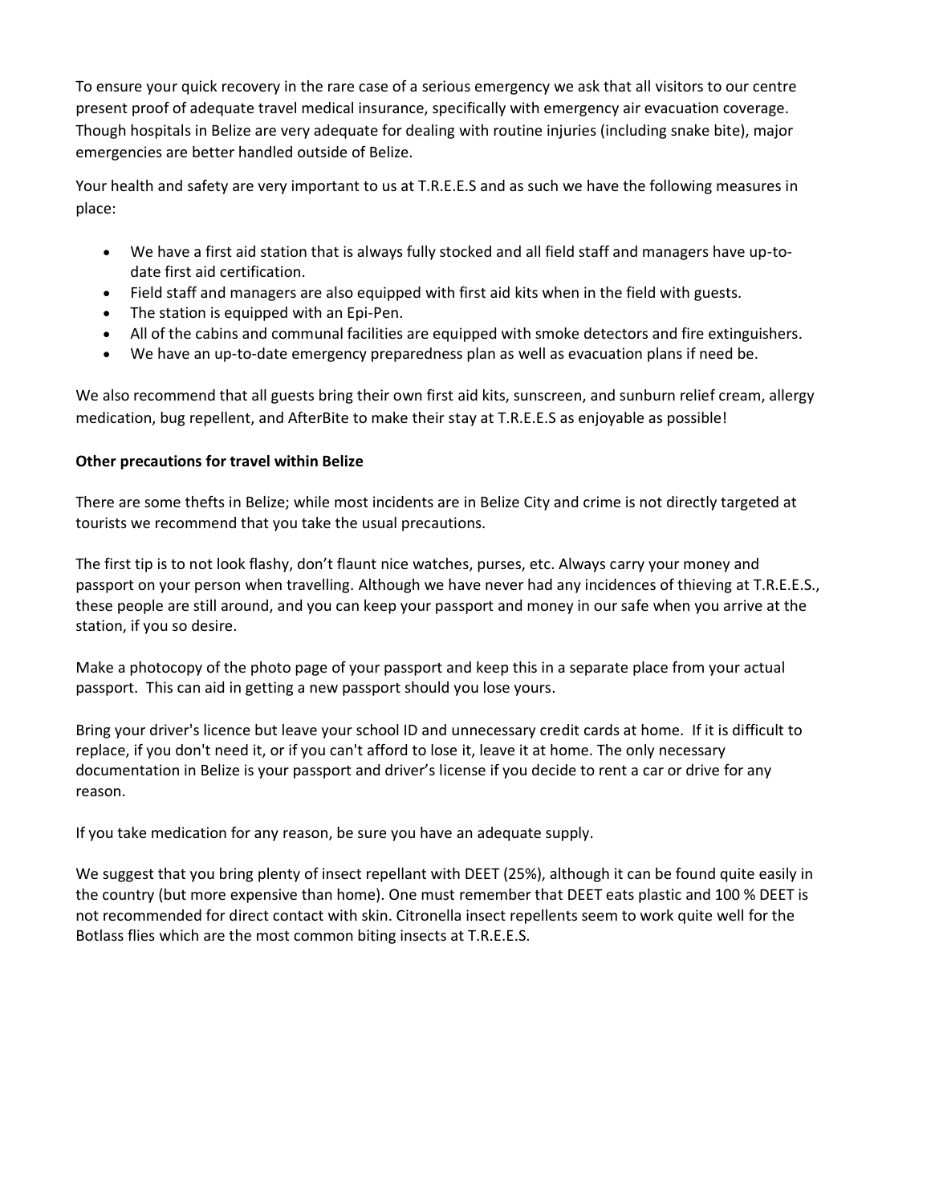To ensure your quick recovery in the rare case of a serious emergency we ask that all visitors to our centre present proof of adequate travel medical insurance, specifically with emergency air evacuation coverage. Though hospitals in Belize are very adequate for dealing with routine injuries (including snake bite), major emergencies are better handled outside of Belize.

Your health and safety are very important to us at T.R.E.E.S and as such we have the following measures in place:

- We have a first aid station that is always fully stocked and all field staff and managers have up-to-date first aid certification.
- Field staff and managers are also equipped with first aid kits when in the field with guests.
- The station is equipped with an Epi-Pen.
- All of the cabins and communal facilities are equipped with smoke detectors and fire extinguishers.
- We have an up-to-date emergency preparedness plan as well as evacuation plans if need be.

We also recommend that all guests bring their own first aid kits, sunscreen, and sunburn relief cream, allergy medication, bug repellent, and AfterBite to make their stay at T.R.E.E.S as enjoyable as possible!

**Other precautions for travel within Belize**

There are some thefts in Belize; while most incidents are in Belize City and crime is not directly targeted at tourists we recommend that you take the usual precautions.

The first tip is to not look flashy, don't flaunt nice watches, purses, etc. Always carry your money and passport on your person when travelling. Although we have never had any incidences of thieving at T.R.E.E.S., these people are still around, and you can keep your passport and money in our safe when you arrive at the station, if you so desire.

Make a photocopy of the photo page of your passport and keep this in a separate place from your actual passport. This can aid in getting a new passport should you lose yours.

Bring your driver's licence but leave your school ID and unnecessary credit cards at home. If it is difficult to replace, if you don't need it, or if you can't afford to lose it, leave it at home. The only necessary documentation in Belize is your passport and driver's license if you decide to rent a car or drive for any reason.

If you take medication for any reason, be sure you have an adequate supply.

We suggest that you bring plenty of insect repellant with DEET (25%), although it can be found quite easily in the country (but more expensive than home). One must remember that DEET eats plastic and 100 % DEET is not recommended for direct contact with skin. Citronella insect repellents seem to work quite well for the Botlass flies which are the most common biting insects at T.R.E.E.S.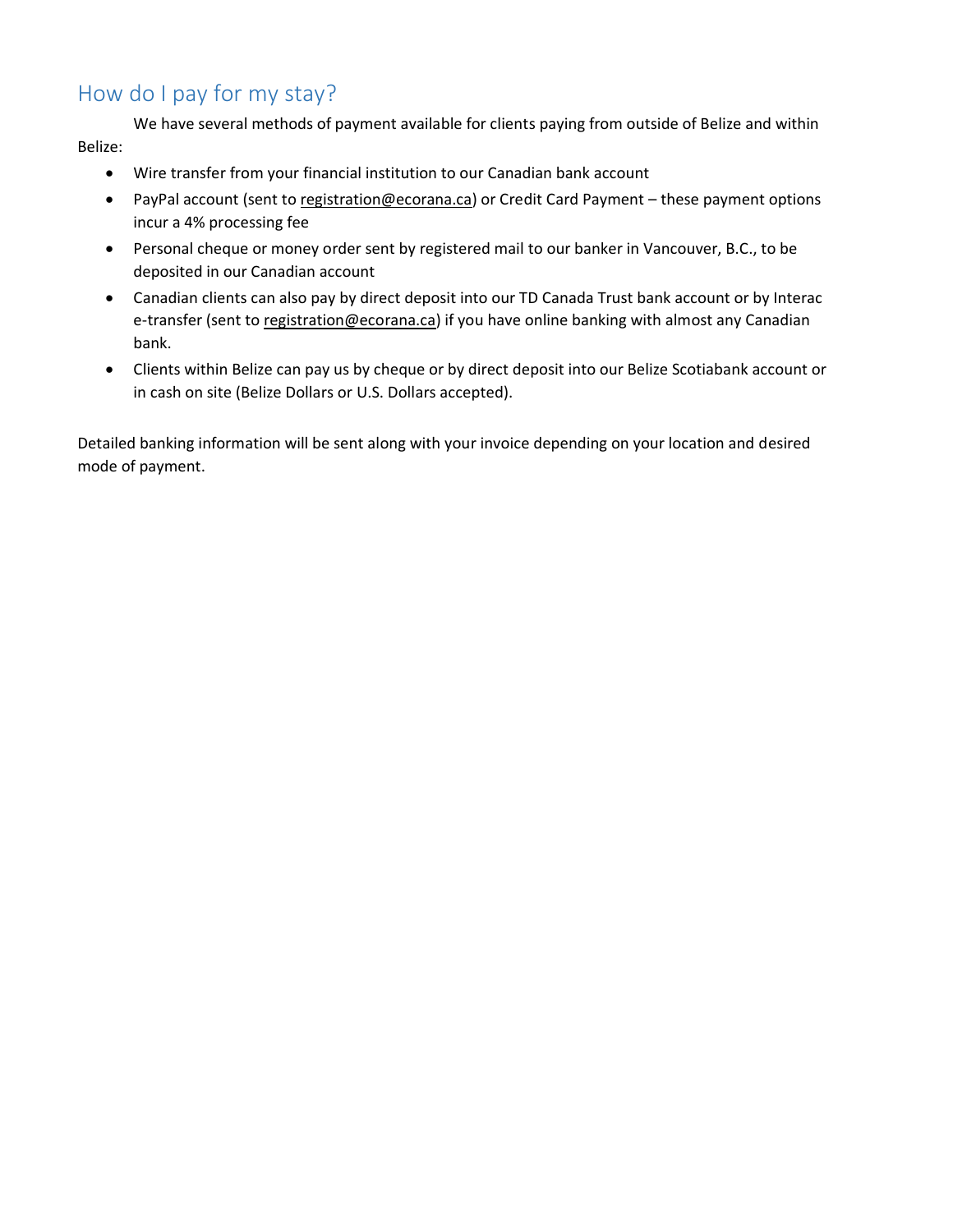## How do I pay for my stay?

We have several methods of payment available for clients paying from outside of Belize and within Belize:

- Wire transfer from your financial institution to our Canadian bank account
- PayPal account (sent to registration@ecorana.ca) or Credit Card Payment – these payment options incur a 4% processing fee
- Personal cheque or money order sent by registered mail to our banker in Vancouver, B.C., to be deposited in our Canadian account
- Canadian clients can also pay by direct deposit into our TD Canada Trust bank account or by Interac e-transfer (sent to registration@ecorana.ca) if you have online banking with almost any Canadian bank.
- Clients within Belize can pay us by cheque or by direct deposit into our Belize Scotiabank account or in cash on site (Belize Dollars or U.S. Dollars accepted).

Detailed banking information will be sent along with your invoice depending on your location and desired mode of payment.